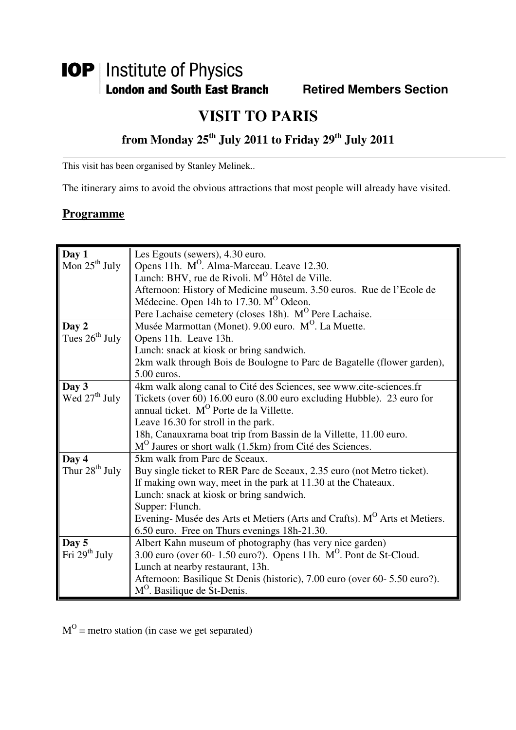**IOP** | Institute of Physics
**London and South East Branch** **Retired Members Section**

# VISIT TO PARIS

## from Monday 25th July 2011 to Friday 29th July 2011

This visit has been organised by Stanley Melinek..

The itinerary aims to avoid the obvious attractions that most people will already have visited.

### Programme

| | |
|---|---|
| **Day 1** Mon 25th July | Les Egouts (sewers), 4.30 euro. Opens 11h. M$^{O}$. Alma-Marceau. Leave 12.30. Lunch: BHV, rue de Rivoli. M$^{O}$ Hôtel de Ville. Afternoon: History of Medicine museum. 3.50 euros. Rue de l'Ecole de Médecine. Open 14h to 17.30. M$^{O}$ Odeon. Pere Lachaise cemetery (closes 18h). M$^{O}$ Pere Lachaise. |
| **Day 2** Tues 26th July | Musée Marmottan (Monet). 9.00 euro. M$^{O}$. La Muette. Opens 11h. Leave 13h. Lunch: snack at kiosk or bring sandwich. 2km walk through Bois de Boulogne to Parc de Bagatelle (flower garden), 5.00 euros. |
| **Day 3** Wed 27th July | 4km walk along canal to Cité des Sciences, see www.cite-sciences.fr Tickets (over 60) 16.00 euro (8.00 euro excluding Hubble). 23 euro for annual ticket. M$^{O}$ Porte de la Villette. Leave 16.30 for stroll in the park. 18h, Canauxrama boat trip from Bassin de la Villette, 11.00 euro. M$^{O}$ Jaures or short walk (1.5km) from Cité des Sciences. |
| **Day 4** Thur 28th July | 5km walk from Parc de Sceaux. Buy single ticket to RER Parc de Sceaux, 2.35 euro (not Metro ticket). If making own way, meet in the park at 11.30 at the Chateaux. Lunch: snack at kiosk or bring sandwich. Supper: Flunch. Evening- Musée des Arts et Metiers (Arts and Crafts). M$^{O}$ Arts et Metiers. 6.50 euro. Free on Thurs evenings 18h-21.30. |
| **Day 5** Fri 29th July | Albert Kahn museum of photography (has very nice garden) 3.00 euro (over 60- 1.50 euro?). Opens 11h. M$^{O}$. Pont de St-Cloud. Lunch at nearby restaurant, 13h. Afternoon: Basilique St Denis (historic), 7.00 euro (over 60- 5.50 euro?). M$^{O}$. Basilique de St-Denis. |

M$^{O}$ = metro station (in case we get separated)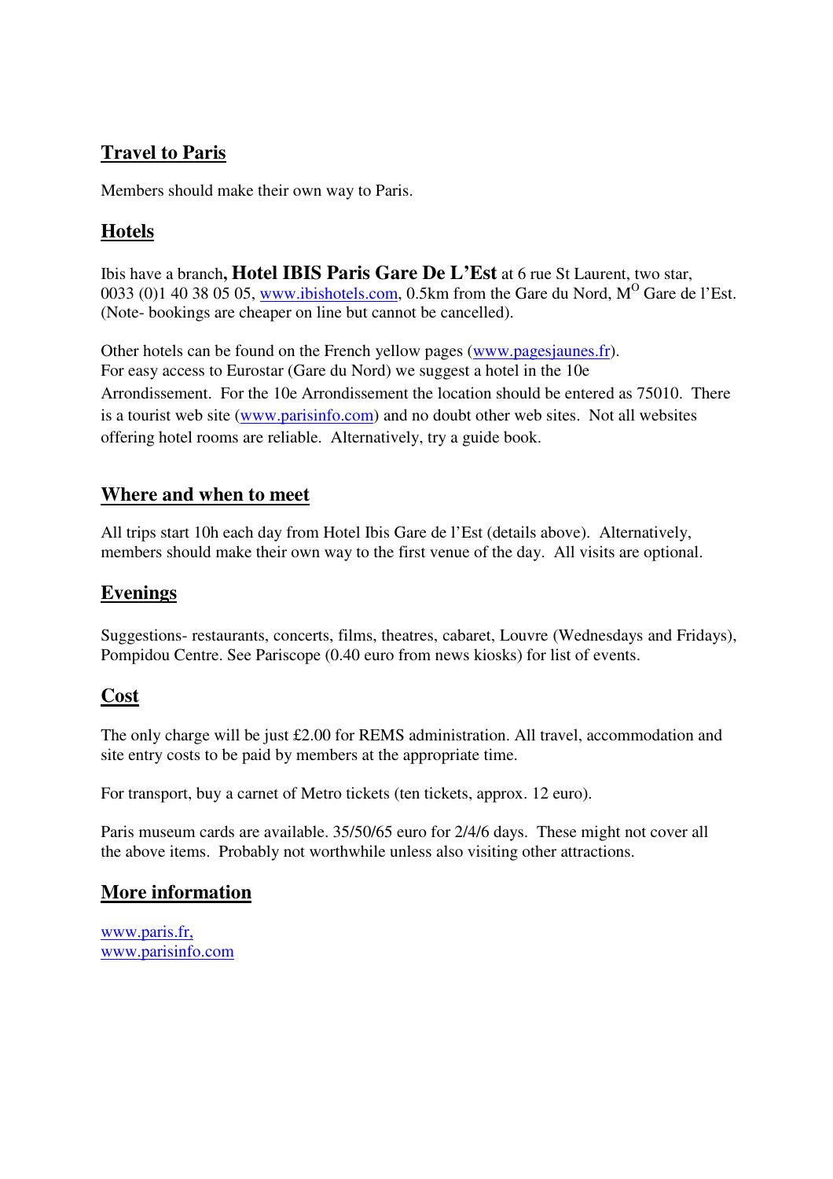## Travel to Paris

Members should make their own way to Paris.

## Hotels

Ibis have a branch, **Hotel IBIS Paris Gare De L'Est** at 6 rue St Laurent, two star, 0033 (0)1 40 38 05 05, www.ibishotels.com, 0.5km from the Gare du Nord, M$^{O}$ Gare de l'Est. (Note- bookings are cheaper on line but cannot be cancelled).

Other hotels can be found on the French yellow pages (www.pagesjaunes.fr). For easy access to Eurostar (Gare du Nord) we suggest a hotel in the 10e Arrondissement. For the 10e Arrondissement the location should be entered as 75010. There is a tourist web site (www.parisinfo.com) and no doubt other web sites. Not all websites offering hotel rooms are reliable. Alternatively, try a guide book.

## Where and when to meet

All trips start 10h each day from Hotel Ibis Gare de l'Est (details above). Alternatively, members should make their own way to the first venue of the day. All visits are optional.

## Evenings

Suggestions- restaurants, concerts, films, theatres, cabaret, Louvre (Wednesdays and Fridays), Pompidou Centre. See Pariscope (0.40 euro from news kiosks) for list of events.

## Cost

The only charge will be just £2.00 for REMS administration. All travel, accommodation and site entry costs to be paid by members at the appropriate time.

For transport, buy a carnet of Metro tickets (ten tickets, approx. 12 euro).

Paris museum cards are available. 35/50/65 euro for 2/4/6 days. These might not cover all the above items. Probably not worthwhile unless also visiting other attractions.

## More information

www.paris.fr,
www.parisinfo.com